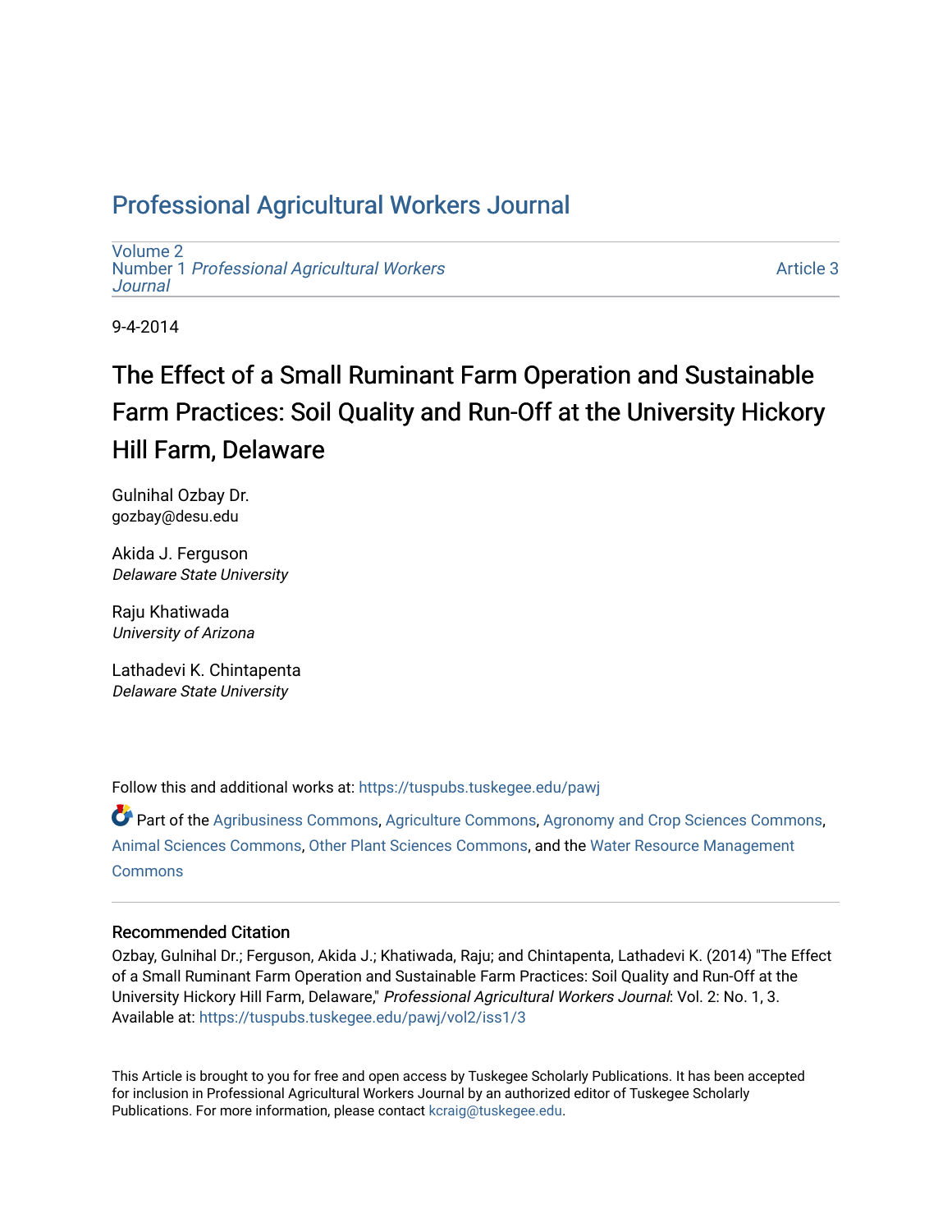# Professional Agricultural Workers Journal

Volume 2
Number 1 *Professional Agricultural Workers Journal*

Article 3

9-4-2014

## The Effect of a Small Ruminant Farm Operation and Sustainable Farm Practices: Soil Quality and Run-Off at the University Hickory Hill Farm, Delaware

Gulnihal Ozbay Dr.
gozbay@desu.edu

Akida J. Ferguson
*Delaware State University*

Raju Khatiwada
*University of Arizona*

Lathadevi K. Chintapenta
*Delaware State University*

Follow this and additional works at: https://tuspubs.tuskegee.edu/pawj

Part of the Agribusiness Commons, Agriculture Commons, Agronomy and Crop Sciences Commons, Animal Sciences Commons, Other Plant Sciences Commons, and the Water Resource Management Commons

### Recommended Citation

Ozbay, Gulnihal Dr.; Ferguson, Akida J.; Khatiwada, Raju; and Chintapenta, Lathadevi K. (2014) "The Effect of a Small Ruminant Farm Operation and Sustainable Farm Practices: Soil Quality and Run-Off at the University Hickory Hill Farm, Delaware," *Professional Agricultural Workers Journal*: Vol. 2: No. 1, 3.
Available at: https://tuspubs.tuskegee.edu/pawj/vol2/iss1/3

This Article is brought to you for free and open access by Tuskegee Scholarly Publications. It has been accepted for inclusion in Professional Agricultural Workers Journal by an authorized editor of Tuskegee Scholarly Publications. For more information, please contact kcraig@tuskegee.edu.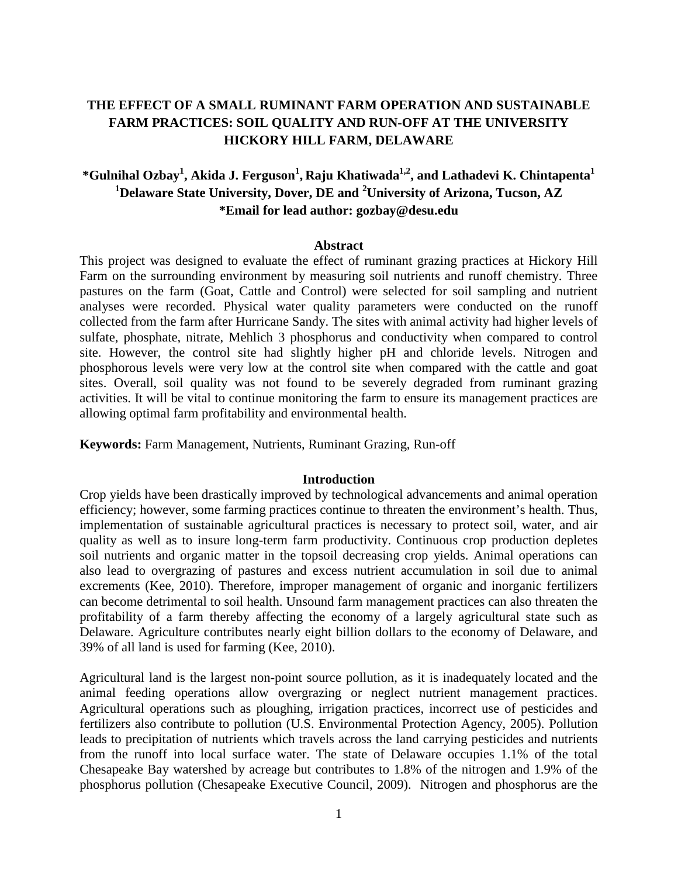# THE EFFECT OF A SMALL RUMINANT FARM OPERATION AND SUSTAINABLE FARM PRACTICES: SOIL QUALITY AND RUN-OFF AT THE UNIVERSITY HICKORY HILL FARM, DELAWARE

**\*Gulnihal Ozbay[1], Akida J. Ferguson[1], Raju Khatiwada[1,2], and Lathadevi K. Chintapenta[1]**
**[1]Delaware State University, Dover, DE and [2]University of Arizona, Tucson, AZ**
**\*Email for lead author: gozbay@desu.edu**

## Abstract

This project was designed to evaluate the effect of ruminant grazing practices at Hickory Hill Farm on the surrounding environment by measuring soil nutrients and runoff chemistry. Three pastures on the farm (Goat, Cattle and Control) were selected for soil sampling and nutrient analyses were recorded. Physical water quality parameters were conducted on the runoff collected from the farm after Hurricane Sandy. The sites with animal activity had higher levels of sulfate, phosphate, nitrate, Mehlich 3 phosphorus and conductivity when compared to control site. However, the control site had slightly higher pH and chloride levels. Nitrogen and phosphorous levels were very low at the control site when compared with the cattle and goat sites. Overall, soil quality was not found to be severely degraded from ruminant grazing activities. It will be vital to continue monitoring the farm to ensure its management practices are allowing optimal farm profitability and environmental health.

**Keywords:** Farm Management, Nutrients, Ruminant Grazing, Run-off

## Introduction

Crop yields have been drastically improved by technological advancements and animal operation efficiency; however, some farming practices continue to threaten the environment's health. Thus, implementation of sustainable agricultural practices is necessary to protect soil, water, and air quality as well as to insure long-term farm productivity. Continuous crop production depletes soil nutrients and organic matter in the topsoil decreasing crop yields. Animal operations can also lead to overgrazing of pastures and excess nutrient accumulation in soil due to animal excrements (Kee, 2010). Therefore, improper management of organic and inorganic fertilizers can become detrimental to soil health. Unsound farm management practices can also threaten the profitability of a farm thereby affecting the economy of a largely agricultural state such as Delaware. Agriculture contributes nearly eight billion dollars to the economy of Delaware, and 39% of all land is used for farming (Kee, 2010).

Agricultural land is the largest non-point source pollution, as it is inadequately located and the animal feeding operations allow overgrazing or neglect nutrient management practices. Agricultural operations such as ploughing, irrigation practices, incorrect use of pesticides and fertilizers also contribute to pollution (U.S. Environmental Protection Agency, 2005). Pollution leads to precipitation of nutrients which travels across the land carrying pesticides and nutrients from the runoff into local surface water. The state of Delaware occupies 1.1% of the total Chesapeake Bay watershed by acreage but contributes to 1.8% of the nitrogen and 1.9% of the phosphorus pollution (Chesapeake Executive Council, 2009). Nitrogen and phosphorus are the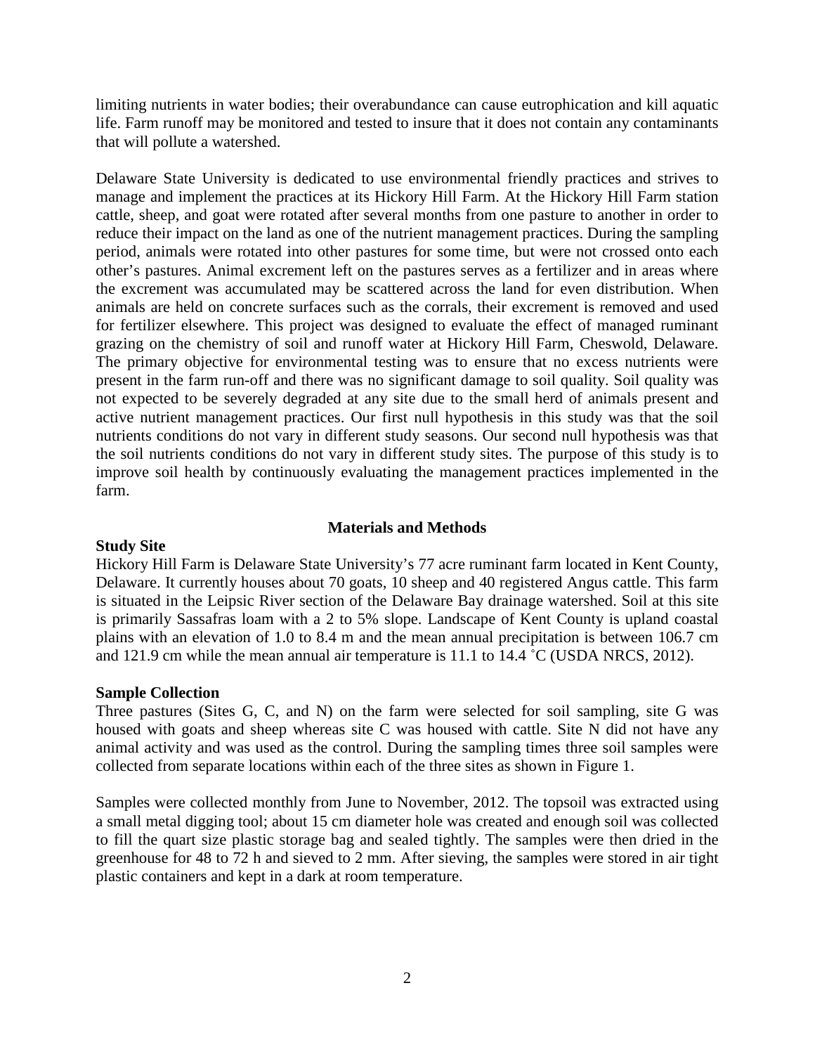limiting nutrients in water bodies; their overabundance can cause eutrophication and kill aquatic life. Farm runoff may be monitored and tested to insure that it does not contain any contaminants that will pollute a watershed.

Delaware State University is dedicated to use environmental friendly practices and strives to manage and implement the practices at its Hickory Hill Farm. At the Hickory Hill Farm station cattle, sheep, and goat were rotated after several months from one pasture to another in order to reduce their impact on the land as one of the nutrient management practices. During the sampling period, animals were rotated into other pastures for some time, but were not crossed onto each other's pastures. Animal excrement left on the pastures serves as a fertilizer and in areas where the excrement was accumulated may be scattered across the land for even distribution. When animals are held on concrete surfaces such as the corrals, their excrement is removed and used for fertilizer elsewhere. This project was designed to evaluate the effect of managed ruminant grazing on the chemistry of soil and runoff water at Hickory Hill Farm, Cheswold, Delaware. The primary objective for environmental testing was to ensure that no excess nutrients were present in the farm run-off and there was no significant damage to soil quality. Soil quality was not expected to be severely degraded at any site due to the small herd of animals present and active nutrient management practices. Our first null hypothesis in this study was that the soil nutrients conditions do not vary in different study seasons. Our second null hypothesis was that the soil nutrients conditions do not vary in different study sites. The purpose of this study is to improve soil health by continuously evaluating the management practices implemented in the farm.

## Materials and Methods

### Study Site

Hickory Hill Farm is Delaware State University's 77 acre ruminant farm located in Kent County, Delaware. It currently houses about 70 goats, 10 sheep and 40 registered Angus cattle. This farm is situated in the Leipsic River section of the Delaware Bay drainage watershed. Soil at this site is primarily Sassafras loam with a 2 to 5% slope. Landscape of Kent County is upland coastal plains with an elevation of 1.0 to 8.4 m and the mean annual precipitation is between 106.7 cm and 121.9 cm while the mean annual air temperature is 11.1 to 14.4 ˚C (USDA NRCS, 2012).

### Sample Collection

Three pastures (Sites G, C, and N) on the farm were selected for soil sampling, site G was housed with goats and sheep whereas site C was housed with cattle. Site N did not have any animal activity and was used as the control. During the sampling times three soil samples were collected from separate locations within each of the three sites as shown in Figure 1.

Samples were collected monthly from June to November, 2012. The topsoil was extracted using a small metal digging tool; about 15 cm diameter hole was created and enough soil was collected to fill the quart size plastic storage bag and sealed tightly. The samples were then dried in the greenhouse for 48 to 72 h and sieved to 2 mm. After sieving, the samples were stored in air tight plastic containers and kept in a dark at room temperature.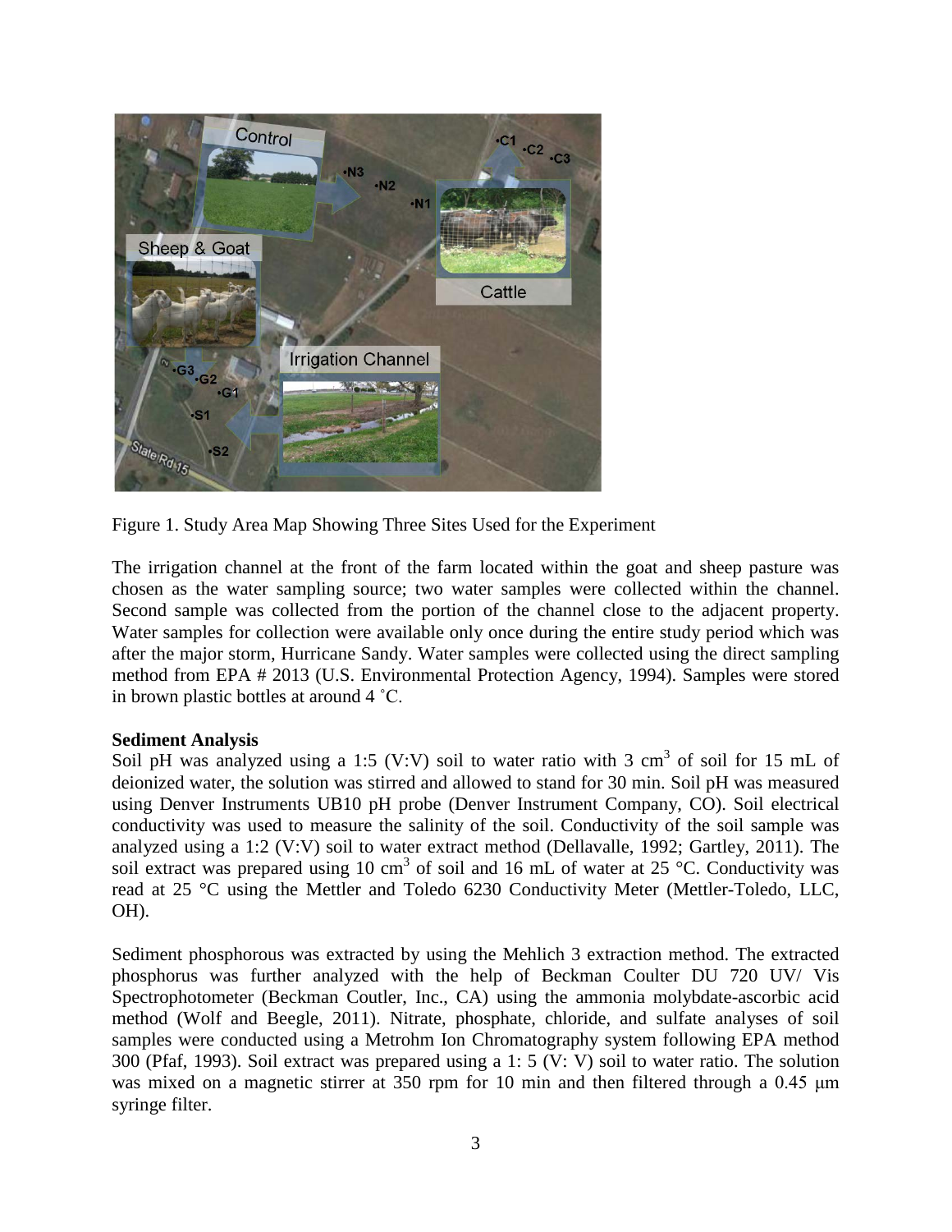Figure 1. Study Area Map Showing Three Sites Used for the Experiment

The irrigation channel at the front of the farm located within the goat and sheep pasture was chosen as the water sampling source; two water samples were collected within the channel. Second sample was collected from the portion of the channel close to the adjacent property. Water samples for collection were available only once during the entire study period which was after the major storm, Hurricane Sandy. Water samples were collected using the direct sampling method from EPA # 2013 (U.S. Environmental Protection Agency, 1994). Samples were stored in brown plastic bottles at around 4 ˚C.

**Sediment Analysis**

Soil pH was analyzed using a 1:5 (V:V) soil to water ratio with 3 $cm^3$ of soil for 15 mL of deionized water, the solution was stirred and allowed to stand for 30 min. Soil pH was measured using Denver Instruments UB10 pH probe (Denver Instrument Company, CO). Soil electrical conductivity was used to measure the salinity of the soil. Conductivity of the soil sample was analyzed using a 1:2 (V:V) soil to water extract method (Dellavalle, 1992; Gartley, 2011). The soil extract was prepared using 10 $cm^3$ of soil and 16 mL of water at 25 °C. Conductivity was read at 25 °C using the Mettler and Toledo 6230 Conductivity Meter (Mettler-Toledo, LLC, OH).

Sediment phosphorous was extracted by using the Mehlich 3 extraction method. The extracted phosphorus was further analyzed with the help of Beckman Coulter DU 720 UV/ Vis Spectrophotometer (Beckman Coutler, Inc., CA) using the ammonia molybdate-ascorbic acid method (Wolf and Beegle, 2011). Nitrate, phosphate, chloride, and sulfate analyses of soil samples were conducted using a Metrohm Ion Chromatography system following EPA method 300 (Pfaf, 1993). Soil extract was prepared using a 1: 5 (V: V) soil to water ratio. The solution was mixed on a magnetic stirrer at 350 rpm for 10 min and then filtered through a 0.45 μm syringe filter.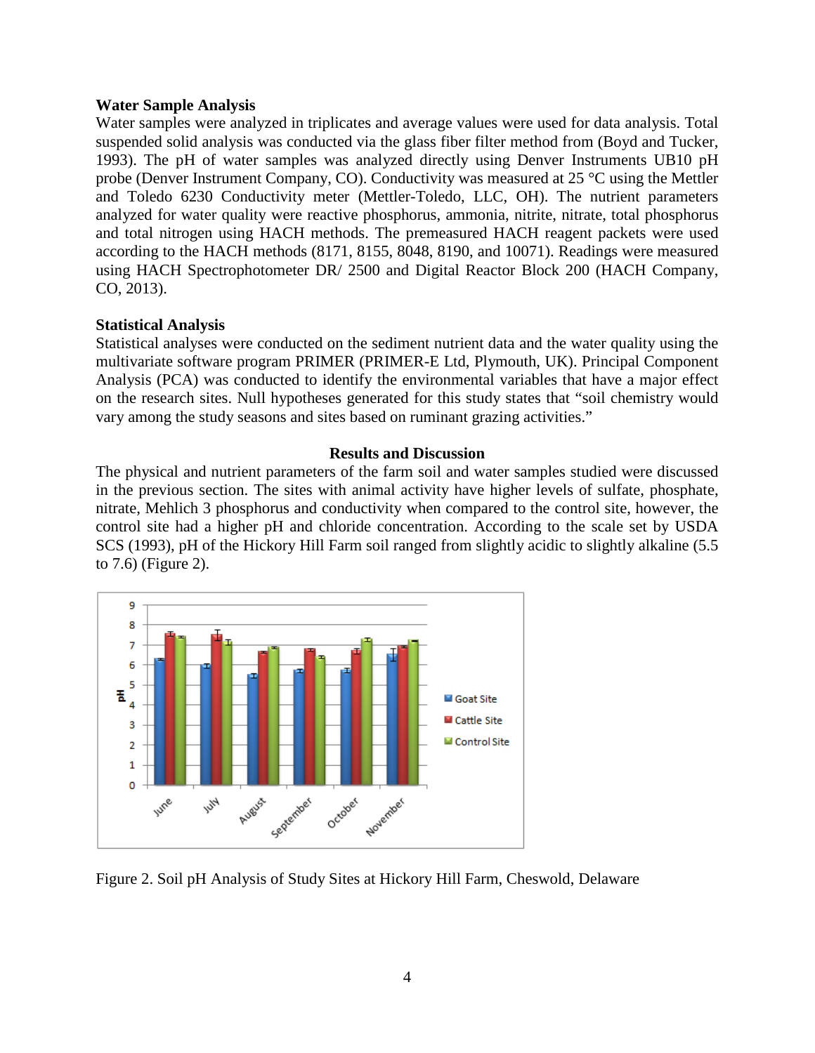**Water Sample Analysis**

Water samples were analyzed in triplicates and average values were used for data analysis. Total suspended solid analysis was conducted via the glass fiber filter method from (Boyd and Tucker, 1993). The pH of water samples was analyzed directly using Denver Instruments UB10 pH probe (Denver Instrument Company, CO). Conductivity was measured at 25 °C using the Mettler and Toledo 6230 Conductivity meter (Mettler-Toledo, LLC, OH). The nutrient parameters analyzed for water quality were reactive phosphorus, ammonia, nitrite, nitrate, total phosphorus and total nitrogen using HACH methods. The premeasured HACH reagent packets were used according to the HACH methods (8171, 8155, 8048, 8190, and 10071). Readings were measured using HACH Spectrophotometer DR/ 2500 and Digital Reactor Block 200 (HACH Company, CO, 2013).

**Statistical Analysis**

Statistical analyses were conducted on the sediment nutrient data and the water quality using the multivariate software program PRIMER (PRIMER-E Ltd, Plymouth, UK). Principal Component Analysis (PCA) was conducted to identify the environmental variables that have a major effect on the research sites. Null hypotheses generated for this study states that "soil chemistry would vary among the study seasons and sites based on ruminant grazing activities."

## Results and Discussion

The physical and nutrient parameters of the farm soil and water samples studied were discussed in the previous section. The sites with animal activity have higher levels of sulfate, phosphate, nitrate, Mehlich 3 phosphorus and conductivity when compared to the control site, however, the control site had a higher pH and chloride concentration. According to the scale set by USDA SCS (1993), pH of the Hickory Hill Farm soil ranged from slightly acidic to slightly alkaline (5.5 to 7.6) (Figure 2).

Figure 2. Soil pH Analysis of Study Sites at Hickory Hill Farm, Cheswold, Delaware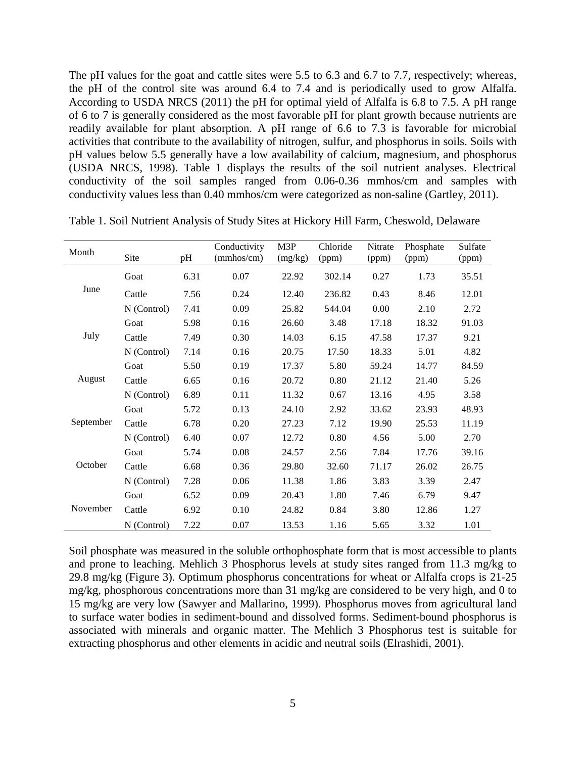The pH values for the goat and cattle sites were 5.5 to 6.3 and 6.7 to 7.7, respectively; whereas, the pH of the control site was around 6.4 to 7.4 and is periodically used to grow Alfalfa. According to USDA NRCS (2011) the pH for optimal yield of Alfalfa is 6.8 to 7.5. A pH range of 6 to 7 is generally considered as the most favorable pH for plant growth because nutrients are readily available for plant absorption. A pH range of 6.6 to 7.3 is favorable for microbial activities that contribute to the availability of nitrogen, sulfur, and phosphorus in soils. Soils with pH values below 5.5 generally have a low availability of calcium, magnesium, and phosphorus (USDA NRCS, 1998). Table 1 displays the results of the soil nutrient analyses. Electrical conductivity of the soil samples ranged from 0.06-0.36 mmhos/cm and samples with conductivity values less than 0.40 mmhos/cm were categorized as non-saline (Gartley, 2011).

Table 1. Soil Nutrient Analysis of Study Sites at Hickory Hill Farm, Cheswold, Delaware

| Month | Site | pH | Conductivity (mmhos/cm) | M3P (mg/kg) | Chloride (ppm) | Nitrate (ppm) | Phosphate (ppm) | Sulfate (ppm) |
|---|---|---|---|---|---|---|---|---|
| June | Goat | 6.31 | 0.07 | 22.92 | 302.14 | 0.27 | 1.73 | 35.51 |
| | Cattle | 7.56 | 0.24 | 12.40 | 236.82 | 0.43 | 8.46 | 12.01 |
| | N (Control) | 7.41 | 0.09 | 25.82 | 544.04 | 0.00 | 2.10 | 2.72 |
| July | Goat | 5.98 | 0.16 | 26.60 | 3.48 | 17.18 | 18.32 | 91.03 |
| | Cattle | 7.49 | 0.30 | 14.03 | 6.15 | 47.58 | 17.37 | 9.21 |
| | N (Control) | 7.14 | 0.16 | 20.75 | 17.50 | 18.33 | 5.01 | 4.82 |
| August | Goat | 5.50 | 0.19 | 17.37 | 5.80 | 59.24 | 14.77 | 84.59 |
| | Cattle | 6.65 | 0.16 | 20.72 | 0.80 | 21.12 | 21.40 | 5.26 |
| | N (Control) | 6.89 | 0.11 | 11.32 | 0.67 | 13.16 | 4.95 | 3.58 |
| September | Goat | 5.72 | 0.13 | 24.10 | 2.92 | 33.62 | 23.93 | 48.93 |
| | Cattle | 6.78 | 0.20 | 27.23 | 7.12 | 19.90 | 25.53 | 11.19 |
| | N (Control) | 6.40 | 0.07 | 12.72 | 0.80 | 4.56 | 5.00 | 2.70 |
| October | Goat | 5.74 | 0.08 | 24.57 | 2.56 | 7.84 | 17.76 | 39.16 |
| | Cattle | 6.68 | 0.36 | 29.80 | 32.60 | 71.17 | 26.02 | 26.75 |
| | N (Control) | 7.28 | 0.06 | 11.38 | 1.86 | 3.83 | 3.39 | 2.47 |
| November | Goat | 6.52 | 0.09 | 20.43 | 1.80 | 7.46 | 6.79 | 9.47 |
| | Cattle | 6.92 | 0.10 | 24.82 | 0.84 | 3.80 | 12.86 | 1.27 |
| | N (Control) | 7.22 | 0.07 | 13.53 | 1.16 | 5.65 | 3.32 | 1.01 |

Soil phosphate was measured in the soluble orthophosphate form that is most accessible to plants and prone to leaching. Mehlich 3 Phosphorus levels at study sites ranged from 11.3 mg/kg to 29.8 mg/kg (Figure 3). Optimum phosphorus concentrations for wheat or Alfalfa crops is 21-25 mg/kg, phosphorous concentrations more than 31 mg/kg are considered to be very high, and 0 to 15 mg/kg are very low (Sawyer and Mallarino, 1999). Phosphorus moves from agricultural land to surface water bodies in sediment-bound and dissolved forms. Sediment-bound phosphorus is associated with minerals and organic matter. The Mehlich 3 Phosphorus test is suitable for extracting phosphorus and other elements in acidic and neutral soils (Elrashidi, 2001).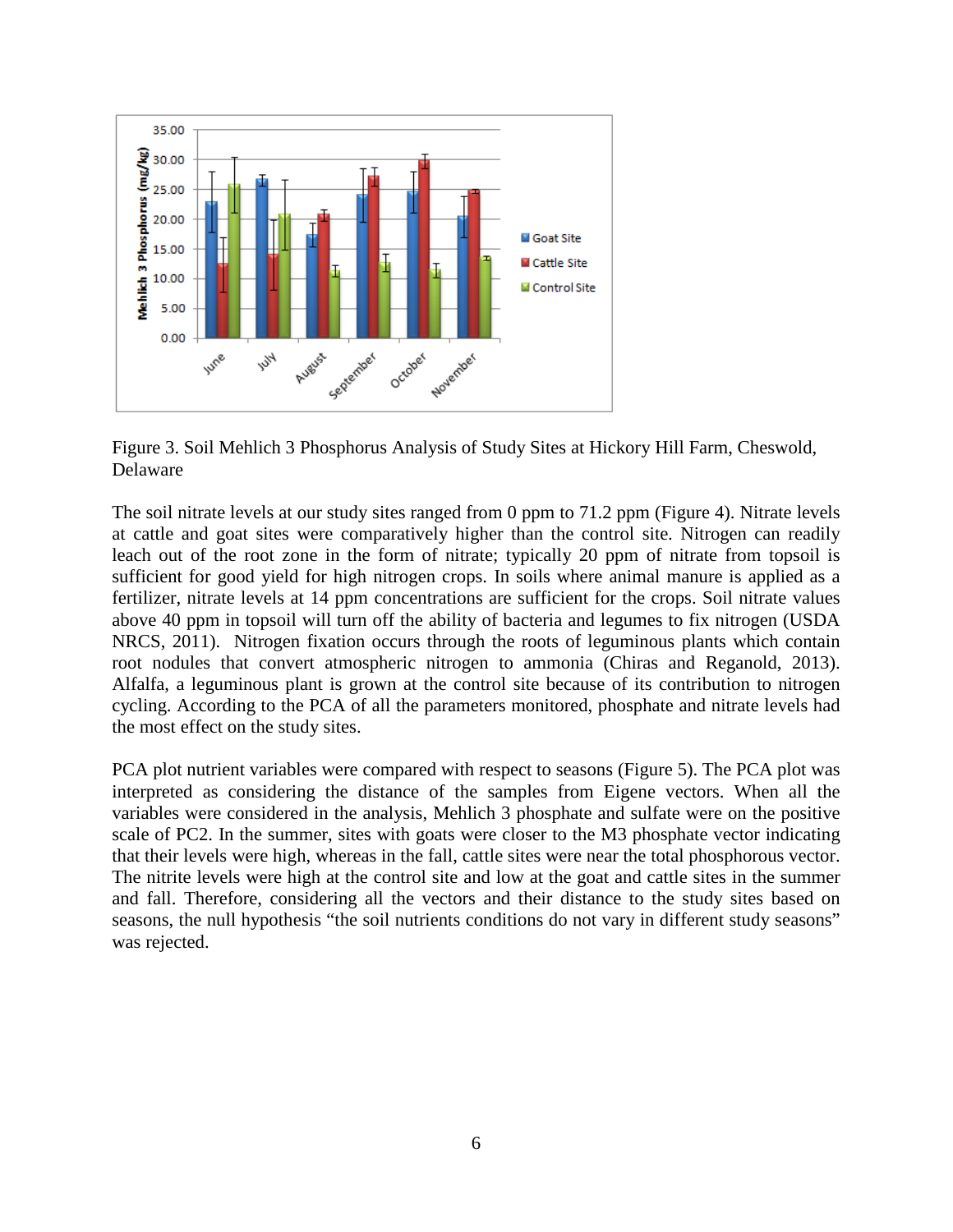Figure 3. Soil Mehlich 3 Phosphorus Analysis of Study Sites at Hickory Hill Farm, Cheswold, Delaware

The soil nitrate levels at our study sites ranged from 0 ppm to 71.2 ppm (Figure 4). Nitrate levels at cattle and goat sites were comparatively higher than the control site. Nitrogen can readily leach out of the root zone in the form of nitrate; typically 20 ppm of nitrate from topsoil is sufficient for good yield for high nitrogen crops. In soils where animal manure is applied as a fertilizer, nitrate levels at 14 ppm concentrations are sufficient for the crops. Soil nitrate values above 40 ppm in topsoil will turn off the ability of bacteria and legumes to fix nitrogen (USDA NRCS, 2011). Nitrogen fixation occurs through the roots of leguminous plants which contain root nodules that convert atmospheric nitrogen to ammonia (Chiras and Reganold, 2013). Alfalfa, a leguminous plant is grown at the control site because of its contribution to nitrogen cycling. According to the PCA of all the parameters monitored, phosphate and nitrate levels had the most effect on the study sites.

PCA plot nutrient variables were compared with respect to seasons (Figure 5). The PCA plot was interpreted as considering the distance of the samples from Eigene vectors. When all the variables were considered in the analysis, Mehlich 3 phosphate and sulfate were on the positive scale of PC2. In the summer, sites with goats were closer to the M3 phosphate vector indicating that their levels were high, whereas in the fall, cattle sites were near the total phosphorous vector. The nitrite levels were high at the control site and low at the goat and cattle sites in the summer and fall. Therefore, considering all the vectors and their distance to the study sites based on seasons, the null hypothesis "the soil nutrients conditions do not vary in different study seasons" was rejected.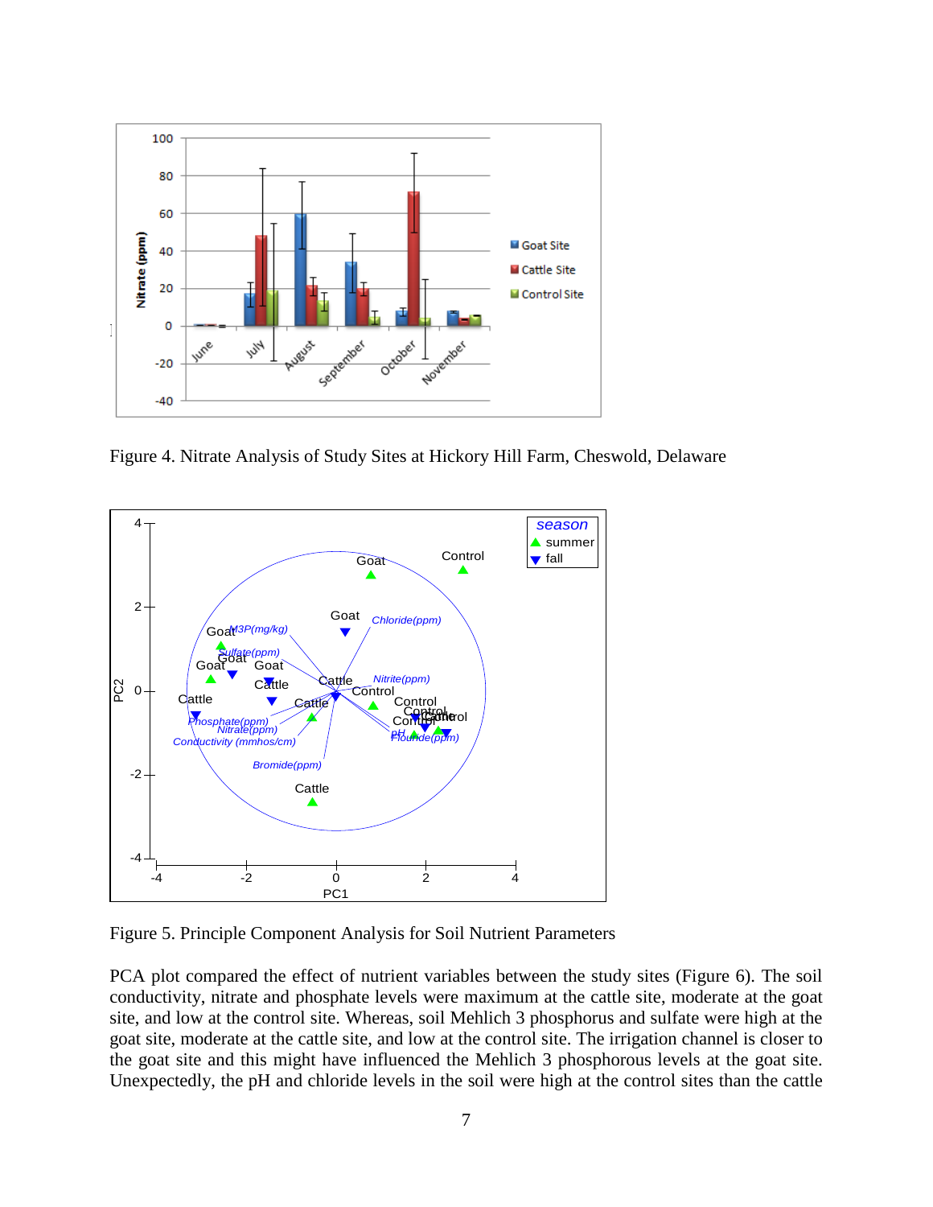Figure 4. Nitrate Analysis of Study Sites at Hickory Hill Farm, Cheswold, Delaware

Figure 5. Principle Component Analysis for Soil Nutrient Parameters

PCA plot compared the effect of nutrient variables between the study sites (Figure 6). The soil conductivity, nitrate and phosphate levels were maximum at the cattle site, moderate at the goat site, and low at the control site. Whereas, soil Mehlich 3 phosphorus and sulfate were high at the goat site, moderate at the cattle site, and low at the control site. The irrigation channel is closer to the goat site and this might have influenced the Mehlich 3 phosphorous levels at the goat site. Unexpectedly, the pH and chloride levels in the soil were high at the control sites than the cattle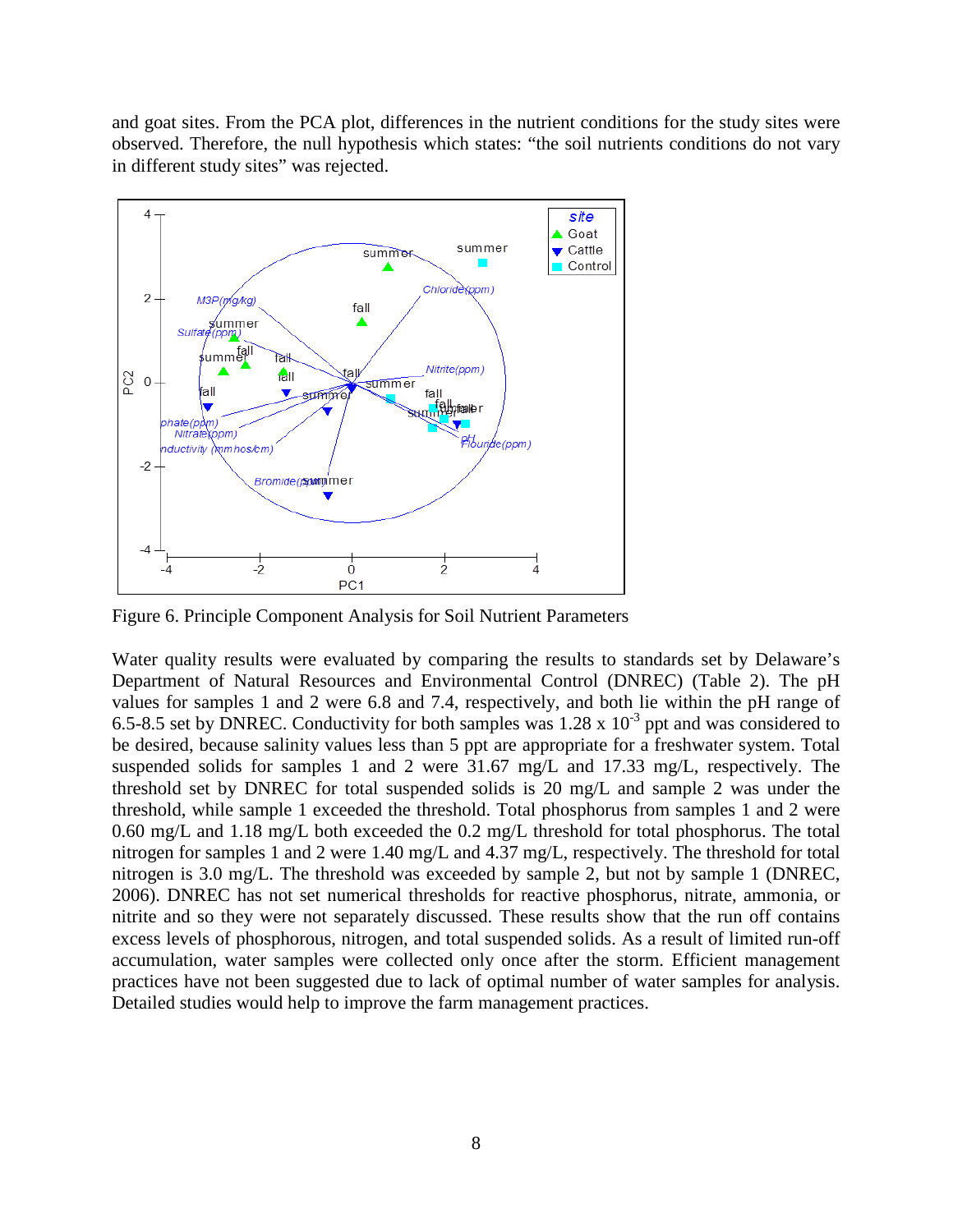and goat sites. From the PCA plot, differences in the nutrient conditions for the study sites were observed. Therefore, the null hypothesis which states: "the soil nutrients conditions do not vary in different study sites" was rejected.

Figure 6. Principle Component Analysis for Soil Nutrient Parameters

Water quality results were evaluated by comparing the results to standards set by Delaware's Department of Natural Resources and Environmental Control (DNREC) (Table 2). The pH values for samples 1 and 2 were 6.8 and 7.4, respectively, and both lie within the pH range of 6.5-8.5 set by DNREC. Conductivity for both samples was $1.28 \times 10^{-3}$ ppt and was considered to be desired, because salinity values less than 5 ppt are appropriate for a freshwater system. Total suspended solids for samples 1 and 2 were 31.67 mg/L and 17.33 mg/L, respectively. The threshold set by DNREC for total suspended solids is 20 mg/L and sample 2 was under the threshold, while sample 1 exceeded the threshold. Total phosphorus from samples 1 and 2 were 0.60 mg/L and 1.18 mg/L both exceeded the 0.2 mg/L threshold for total phosphorus. The total nitrogen for samples 1 and 2 were 1.40 mg/L and 4.37 mg/L, respectively. The threshold for total nitrogen is 3.0 mg/L. The threshold was exceeded by sample 2, but not by sample 1 (DNREC, 2006). DNREC has not set numerical thresholds for reactive phosphorus, nitrate, ammonia, or nitrite and so they were not separately discussed. These results show that the run off contains excess levels of phosphorous, nitrogen, and total suspended solids. As a result of limited run-off accumulation, water samples were collected only once after the storm. Efficient management practices have not been suggested due to lack of optimal number of water samples for analysis. Detailed studies would help to improve the farm management practices.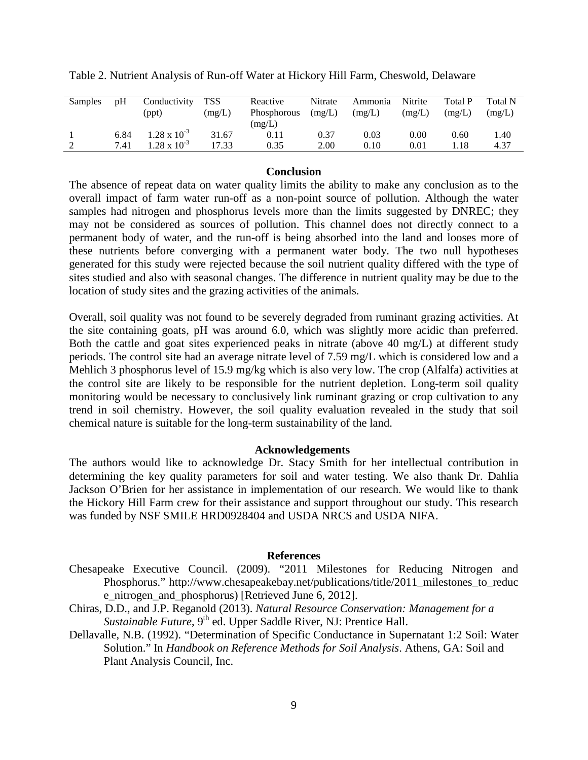Table 2. Nutrient Analysis of Run-off Water at Hickory Hill Farm, Cheswold, Delaware

| Samples | pH | Conductivity (ppt) | TSS (mg/L) | Reactive Phosphorous (mg/L) | Nitrate (mg/L) | Ammonia (mg/L) | Nitrite (mg/L) | Total P (mg/L) | Total N (mg/L) |
|---|---|---|---|---|---|---|---|---|---|
| 1 | 6.84 | $1.28 \times 10^{-3}$ | 31.67 | 0.11 | 0.37 | 0.03 | 0.00 | 0.60 | 1.40 |
| 2 | 7.41 | $1.28 \times 10^{-3}$ | 17.33 | 0.35 | 2.00 | 0.10 | 0.01 | 1.18 | 4.37 |

## Conclusion

The absence of repeat data on water quality limits the ability to make any conclusion as to the overall impact of farm water run-off as a non-point source of pollution. Although the water samples had nitrogen and phosphorus levels more than the limits suggested by DNREC; they may not be considered as sources of pollution. This channel does not directly connect to a permanent body of water, and the run-off is being absorbed into the land and looses more of these nutrients before converging with a permanent water body. The two null hypotheses generated for this study were rejected because the soil nutrient quality differed with the type of sites studied and also with seasonal changes. The difference in nutrient quality may be due to the location of study sites and the grazing activities of the animals.

Overall, soil quality was not found to be severely degraded from ruminant grazing activities. At the site containing goats, pH was around 6.0, which was slightly more acidic than preferred. Both the cattle and goat sites experienced peaks in nitrate (above 40 mg/L) at different study periods. The control site had an average nitrate level of 7.59 mg/L which is considered low and a Mehlich 3 phosphorus level of 15.9 mg/kg which is also very low. The crop (Alfalfa) activities at the control site are likely to be responsible for the nutrient depletion. Long-term soil quality monitoring would be necessary to conclusively link ruminant grazing or crop cultivation to any trend in soil chemistry. However, the soil quality evaluation revealed in the study that soil chemical nature is suitable for the long-term sustainability of the land.

## Acknowledgements

The authors would like to acknowledge Dr. Stacy Smith for her intellectual contribution in determining the key quality parameters for soil and water testing. We also thank Dr. Dahlia Jackson O'Brien for her assistance in implementation of our research. We would like to thank the Hickory Hill Farm crew for their assistance and support throughout our study. This research was funded by NSF SMILE HRD0928404 and USDA NRCS and USDA NIFA.

## References

Chesapeake Executive Council. (2009). "2011 Milestones for Reducing Nitrogen and Phosphorus." http://www.chesapeakebay.net/publications/title/2011_milestones_to_reduce_nitrogen_and_phosphorus) [Retrieved June 6, 2012].

Chiras, D.D., and J.P. Reganold (2013). *Natural Resource Conservation: Management for a Sustainable Future*, 9th ed. Upper Saddle River, NJ: Prentice Hall.

Dellavalle, N.B. (1992). "Determination of Specific Conductance in Supernatant 1:2 Soil: Water Solution." In *Handbook on Reference Methods for Soil Analysis*. Athens, GA: Soil and Plant Analysis Council, Inc.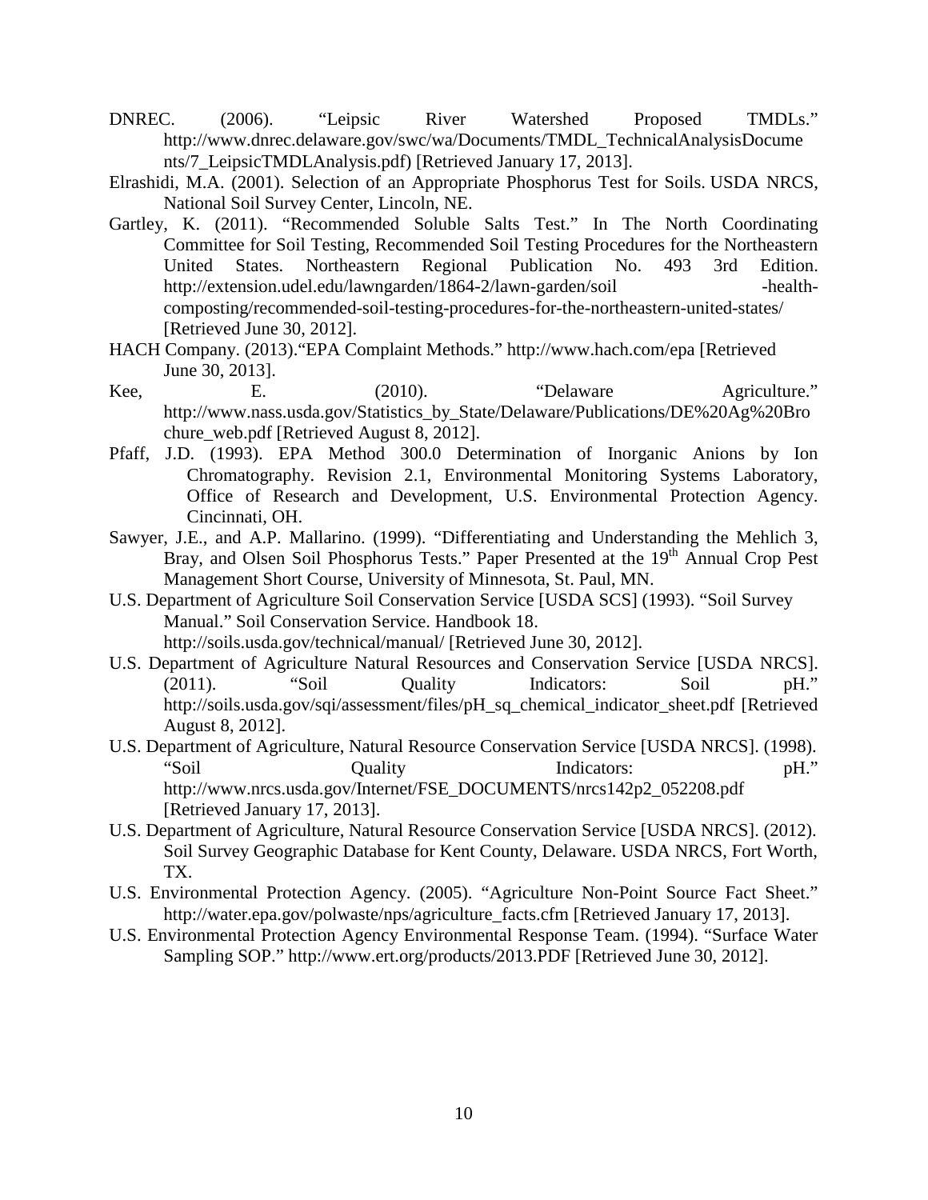DNREC. (2006). "Leipsic River Watershed Proposed TMDLs." http://www.dnrec.delaware.gov/swc/wa/Documents/TMDL_TechnicalAnalysisDocuments/7_LeipsicTMDLAnalysis.pdf) [Retrieved January 17, 2013].

Elrashidi, M.A. (2001). Selection of an Appropriate Phosphorus Test for Soils. USDA NRCS, National Soil Survey Center, Lincoln, NE.

Gartley, K. (2011). "Recommended Soluble Salts Test." In The North Coordinating Committee for Soil Testing, Recommended Soil Testing Procedures for the Northeastern United States. Northeastern Regional Publication No. 493 3rd Edition. http://extension.udel.edu/lawngarden/1864-2/lawn-garden/soil -health-composting/recommended-soil-testing-procedures-for-the-northeastern-united-states/ [Retrieved June 30, 2012].

HACH Company. (2013)."EPA Complaint Methods." http://www.hach.com/epa [Retrieved June 30, 2013].

Kee, E. (2010). "Delaware Agriculture." http://www.nass.usda.gov/Statistics_by_State/Delaware/Publications/DE%20Ag%20Brochure_web.pdf [Retrieved August 8, 2012].

Pfaff, J.D. (1993). EPA Method 300.0 Determination of Inorganic Anions by Ion Chromatography. Revision 2.1, Environmental Monitoring Systems Laboratory, Office of Research and Development, U.S. Environmental Protection Agency. Cincinnati, OH.

Sawyer, J.E., and A.P. Mallarino. (1999). "Differentiating and Understanding the Mehlich 3, Bray, and Olsen Soil Phosphorus Tests." Paper Presented at the 19th Annual Crop Pest Management Short Course, University of Minnesota, St. Paul, MN.

U.S. Department of Agriculture Soil Conservation Service [USDA SCS] (1993). "Soil Survey Manual." Soil Conservation Service. Handbook 18. http://soils.usda.gov/technical/manual/ [Retrieved June 30, 2012].

U.S. Department of Agriculture Natural Resources and Conservation Service [USDA NRCS]. (2011). "Soil Quality Indicators: Soil pH." http://soils.usda.gov/sqi/assessment/files/pH_sq_chemical_indicator_sheet.pdf [Retrieved August 8, 2012].

U.S. Department of Agriculture, Natural Resource Conservation Service [USDA NRCS]. (1998). "Soil Quality Indicators: pH." http://www.nrcs.usda.gov/Internet/FSE_DOCUMENTS/nrcs142p2_052208.pdf [Retrieved January 17, 2013].

U.S. Department of Agriculture, Natural Resource Conservation Service [USDA NRCS]. (2012). Soil Survey Geographic Database for Kent County, Delaware. USDA NRCS, Fort Worth, TX.

U.S. Environmental Protection Agency. (2005). "Agriculture Non-Point Source Fact Sheet." http://water.epa.gov/polwaste/nps/agriculture_facts.cfm [Retrieved January 17, 2013].

U.S. Environmental Protection Agency Environmental Response Team. (1994). "Surface Water Sampling SOP." http://www.ert.org/products/2013.PDF [Retrieved June 30, 2012].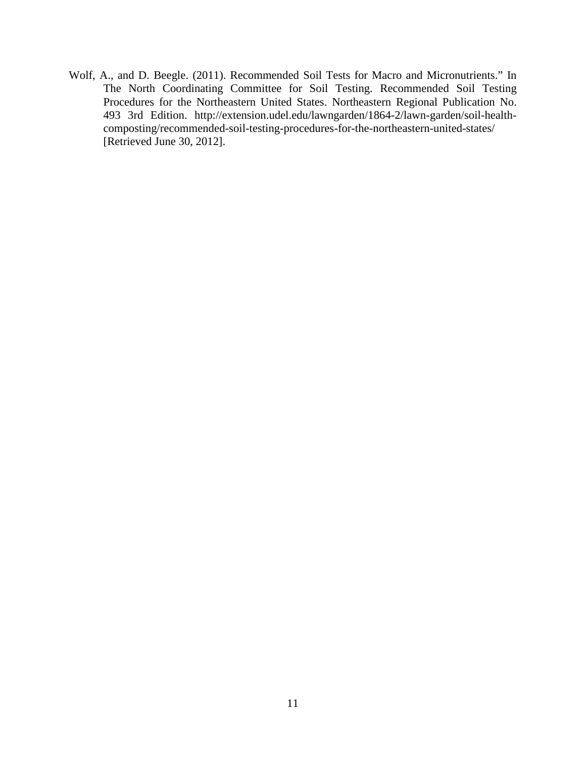Wolf, A., and D. Beegle. (2011). Recommended Soil Tests for Macro and Micronutrients.” In The North Coordinating Committee for Soil Testing. Recommended Soil Testing Procedures for the Northeastern United States. Northeastern Regional Publication No. 493 3rd Edition. http://extension.udel.edu/lawngarden/1864-2/lawn-garden/soil-health-composting/recommended-soil-testing-procedures-for-the-northeastern-united-states/ [Retrieved June 30, 2012].